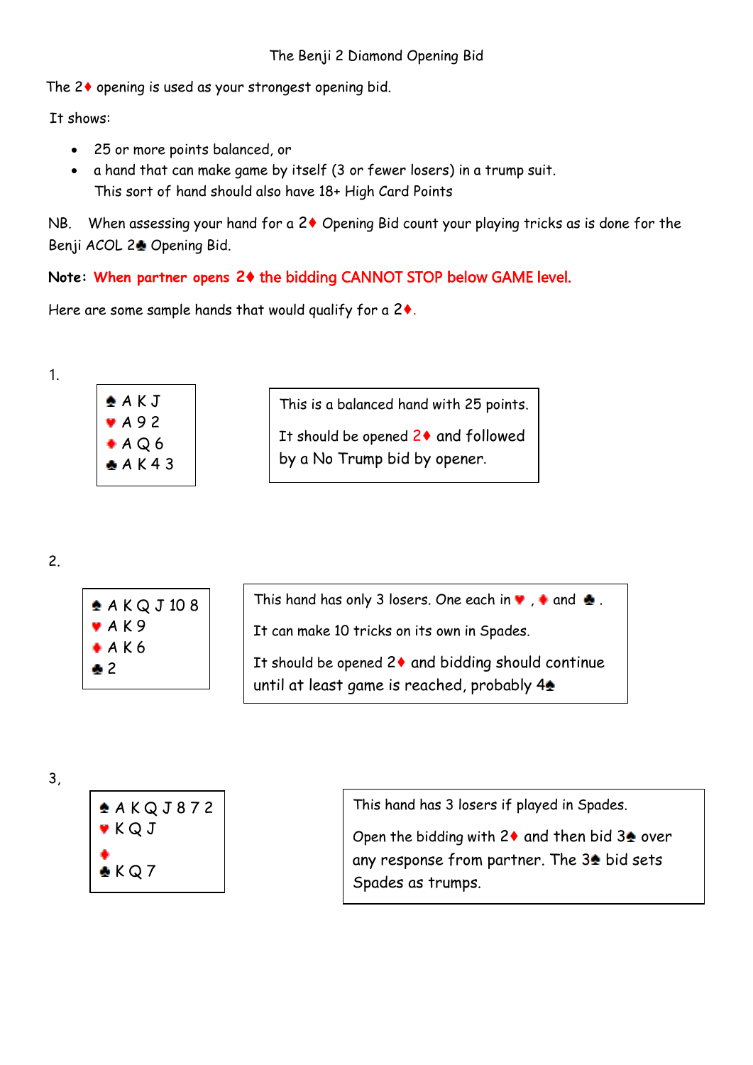# The Benji 2 Diamond Opening Bid

The 2♦ opening is used as your strongest opening bid.

It shows:

- 25 or more points balanced, or
- a hand that can make game by itself (3 or fewer losers) in a trump suit.
  This sort of hand should also have 18+ High Card Points

NB. When assessing your hand for a 2♦ Opening Bid count your playing tricks as is done for the Benji ACOL 2♣ Opening Bid.

**Note: When partner opens 2♦ the bidding CANNOT STOP below GAME level.**

Here are some sample hands that would qualify for a 2♦.

1.

♠ A K J
♥ A 9 2
♦ A Q 6
♣ A K 4 3

This is a balanced hand with 25 points.

It should be opened 2♦ and followed by a No Trump bid by opener.

2.

♠ A K Q J 10 8
♥ A K 9
♦ A K 6
♣ 2

This hand has only 3 losers. One each in ♥ , ♦ and ♣ .

It can make 10 tricks on its own in Spades.

It should be opened 2♦ and bidding should continue until at least game is reached, probably 4♠

3,

♠ A K Q J 8 7 2
♥ K Q J
♦
♣ K Q 7

This hand has 3 losers if played in Spades.

Open the bidding with 2♦ and then bid 3♠ over any response from partner. The 3♠ bid sets Spades as trumps.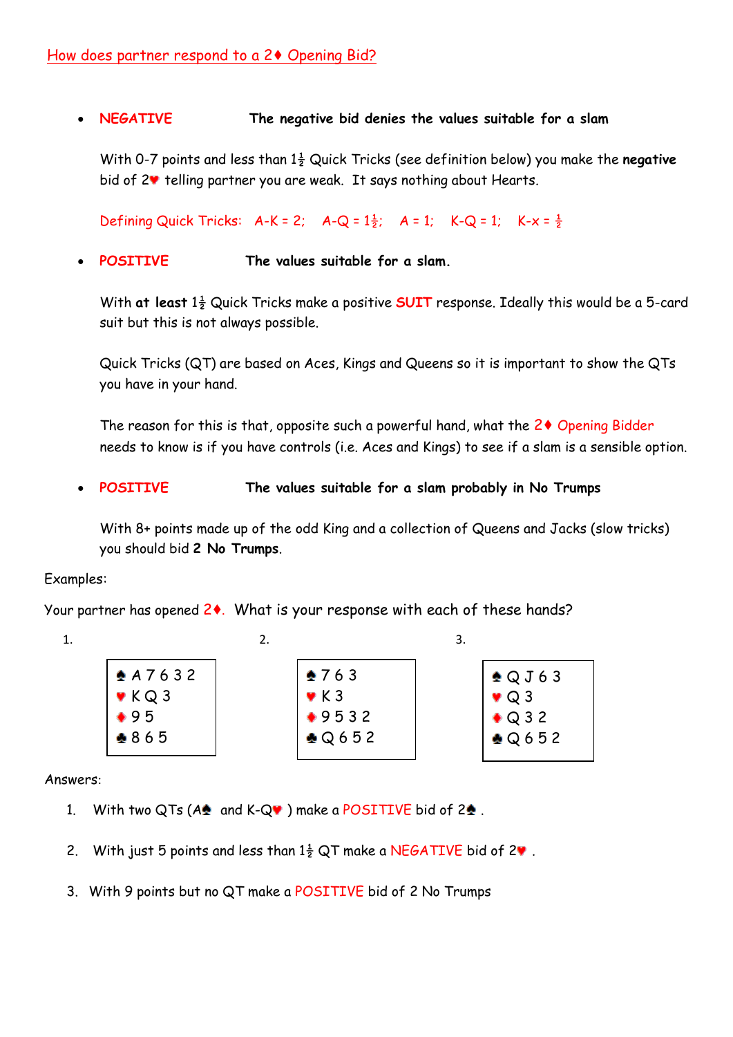## How does partner respond to a 2♦ Opening Bid?

- **NEGATIVE** **The negative bid denies the values suitable for a slam**

  With 0-7 points and less than 1½ Quick Tricks (see definition below) you make the **negative** bid of 2♥ telling partner you are weak. It says nothing about Hearts.

  Defining Quick Tricks: A-K = 2; A-Q = 1½; A = 1; K-Q = 1; K-x = ½

- **POSITIVE** **The values suitable for a slam.**

  With **at least** 1½ Quick Tricks make a positive **SUIT** response. Ideally this would be a 5-card suit but this is not always possible.

  Quick Tricks (QT) are based on Aces, Kings and Queens so it is important to show the QTs you have in your hand.

  The reason for this is that, opposite such a powerful hand, what the 2♦ Opening Bidder needs to know is if you have controls (i.e. Aces and Kings) to see if a slam is a sensible option.

- **POSITIVE** **The values suitable for a slam probably in No Trumps**

  With 8+ points made up of the odd King and a collection of Queens and Jacks (slow tricks) you should bid **2 No Trumps**.

Examples:

Your partner has opened 2♦. What is your response with each of these hands?

| 1. | 2. | 3. |
|---|---|---|
| ♠ A 7 6 3 2 | ♠ 7 6 3 | ♠ Q J 6 3 |
| ♥ K Q 3 | ♥ K 3 | ♥ Q 3 |
| ♦ 9 5 | ♦ 9 5 3 2 | ♦ Q 3 2 |
| ♣ 8 6 5 | ♣ Q 6 5 2 | ♣ Q 6 5 2 |

Answers:

1. With two QTs (A♠ and K-Q♥ ) make a POSITIVE bid of 2♠ .
2. With just 5 points and less than 1½ QT make a NEGATIVE bid of 2♥ .
3. With 9 points but no QT make a POSITIVE bid of 2 No Trumps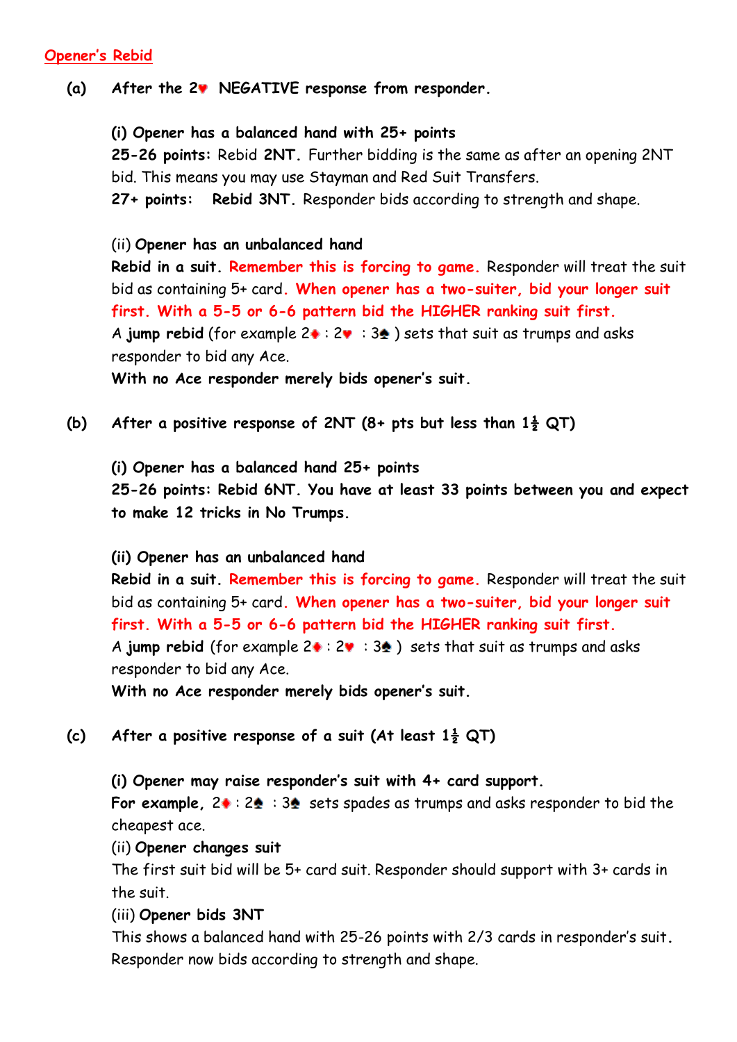## Opener's Rebid

**(a) After the 2♥ NEGATIVE response from responder.**

**(i) Opener has a balanced hand with 25+ points**

**25-26 points:** Rebid **2NT.** Further bidding is the same as after an opening 2NT bid. This means you may use Stayman and Red Suit Transfers.

**27+ points:** **Rebid 3NT.** Responder bids according to strength and shape.

(ii) **Opener has an unbalanced hand**

**Rebid in a suit. Remember this is forcing to game.** Responder will treat the suit bid as containing 5+ card. **When opener has a two-suiter, bid your longer suit first. With a 5-5 or 6-6 pattern bid the HIGHER ranking suit first.**

A **jump rebid** (for example 2♦ : 2♥ : 3♠ ) sets that suit as trumps and asks responder to bid any Ace.

**With no Ace responder merely bids opener's suit.**

**(b) After a positive response of 2NT (8+ pts but less than 1½ QT)**

**(i) Opener has a balanced hand 25+ points**

**25-26 points: Rebid 6NT. You have at least 33 points between you and expect to make 12 tricks in No Trumps.**

**(ii) Opener has an unbalanced hand**

**Rebid in a suit. Remember this is forcing to game.** Responder will treat the suit bid as containing 5+ card. **When opener has a two-suiter, bid your longer suit first. With a 5-5 or 6-6 pattern bid the HIGHER ranking suit first.**

A **jump rebid** (for example 2♦ : 2♥ : 3♠ ) sets that suit as trumps and asks responder to bid any Ace.

**With no Ace responder merely bids opener's suit.**

**(c) After a positive response of a suit (At least 1½ QT)**

**(i) Opener may raise responder's suit with 4+ card support.**

**For example,** 2♦ : 2♠ : 3♠ sets spades as trumps and asks responder to bid the cheapest ace.

(ii) **Opener changes suit**

The first suit bid will be 5+ card suit. Responder should support with 3+ cards in the suit.

(iii) **Opener bids 3NT**

This shows a balanced hand with 25-26 points with 2/3 cards in responder's suit. Responder now bids according to strength and shape.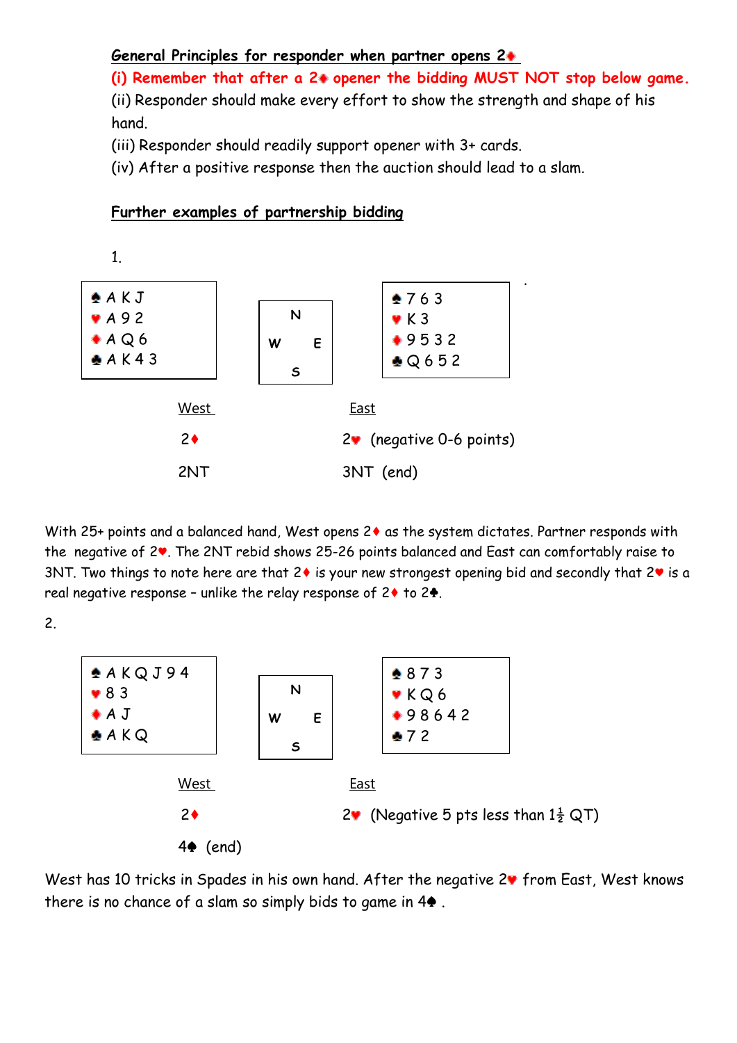**General Principles for responder when partner opens 2♦**

**(i) Remember that after a 2♦ opener the bidding MUST NOT stop below game.**

(ii) Responder should make every effort to show the strength and shape of his hand.

(iii) Responder should readily support opener with 3+ cards.

(iv) After a positive response then the auction should lead to a slam.

**Further examples of partnership bidding**

1.

| West | | East |
|---|---|---|
| ♠ A K J | N / W E / S | ♠ 7 6 3 |
| ♥ A 9 2 | | ♥ K 3 |
| ♦ A Q 6 | | ♦ 9 5 3 2 |
| ♣ A K 4 3 | | ♣ Q 6 5 2 |

| West | East |
|---|---|
| 2♦ | 2♥ (negative 0-6 points) |
| 2NT | 3NT (end) |

With 25+ points and a balanced hand, West opens 2♦ as the system dictates. Partner responds with the negative of 2♥. The 2NT rebid shows 25-26 points balanced and East can comfortably raise to 3NT. Two things to note here are that 2♦ is your new strongest opening bid and secondly that 2♥ is a real negative response – unlike the relay response of 2♦ to 2♣.

2.

| West | | East |
|---|---|---|
| ♠ A K Q J 9 4 | N / W E / S | ♠ 8 7 3 |
| ♥ 8 3 | | ♥ K Q 6 |
| ♦ A J | | ♦ 9 8 6 4 2 |
| ♣ A K Q | | ♣ 7 2 |

| West | East |
|---|---|
| 2♦ | 2♥ (Negative 5 pts less than $1\frac{1}{2}$ QT) |
| 4♠ (end) | |

West has 10 tricks in Spades in his own hand. After the negative 2♥ from East, West knows there is no chance of a slam so simply bids to game in 4♠ .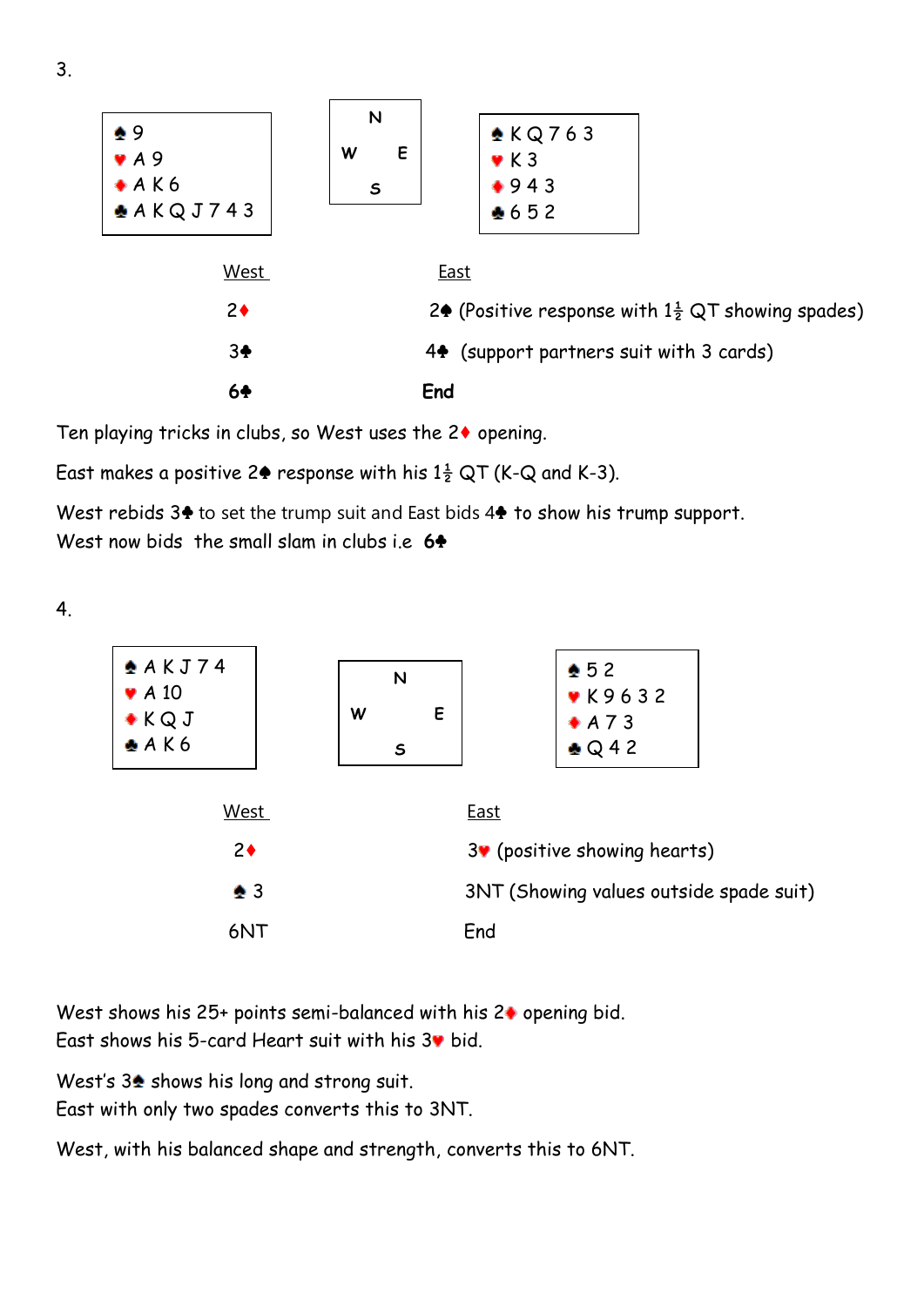3.

| West | | East |
|---|---|---|
| ♠ 9 | N | ♠ K Q 7 6 3 |
| ♥ A 9 | W E | ♥ K 3 |
| ♦ A K 6 | S | ♦ 9 4 3 |
| ♣ A K Q J 7 4 3 | | ♣ 6 5 2 |

| West | East |
|---|---|
| 2♦ | 2♠ (Positive response with 1½ QT showing spades) |
| 3♣ | 4♣ (support partners suit with 3 cards) |
| **6♣** | **End** |

Ten playing tricks in clubs, so West uses the 2♦ opening.

East makes a positive 2♠ response with his 1½ QT (K-Q and K-3).

West rebids 3♣ to set the trump suit and East bids 4♣ to show his trump support.
West now bids the small slam in clubs i.e **6♣**

4.

| West | | East |
|---|---|---|
| ♠ A K J 7 4 | N | ♠ 5 2 |
| ♥ A 10 | W E | ♥ K 9 6 3 2 |
| ♦ K Q J | S | ♦ A 7 3 |
| ♣ A K 6 | | ♣ Q 4 2 |

| West | East |
|---|---|
| 2♦ | 3♥ (positive showing hearts) |
| ♠ 3 | 3NT (Showing values outside spade suit) |
| 6NT | End |

West shows his 25+ points semi-balanced with his 2♦ opening bid.
East shows his 5-card Heart suit with his 3♥ bid.

West's 3♠ shows his long and strong suit.
East with only two spades converts this to 3NT.

West, with his balanced shape and strength, converts this to 6NT.